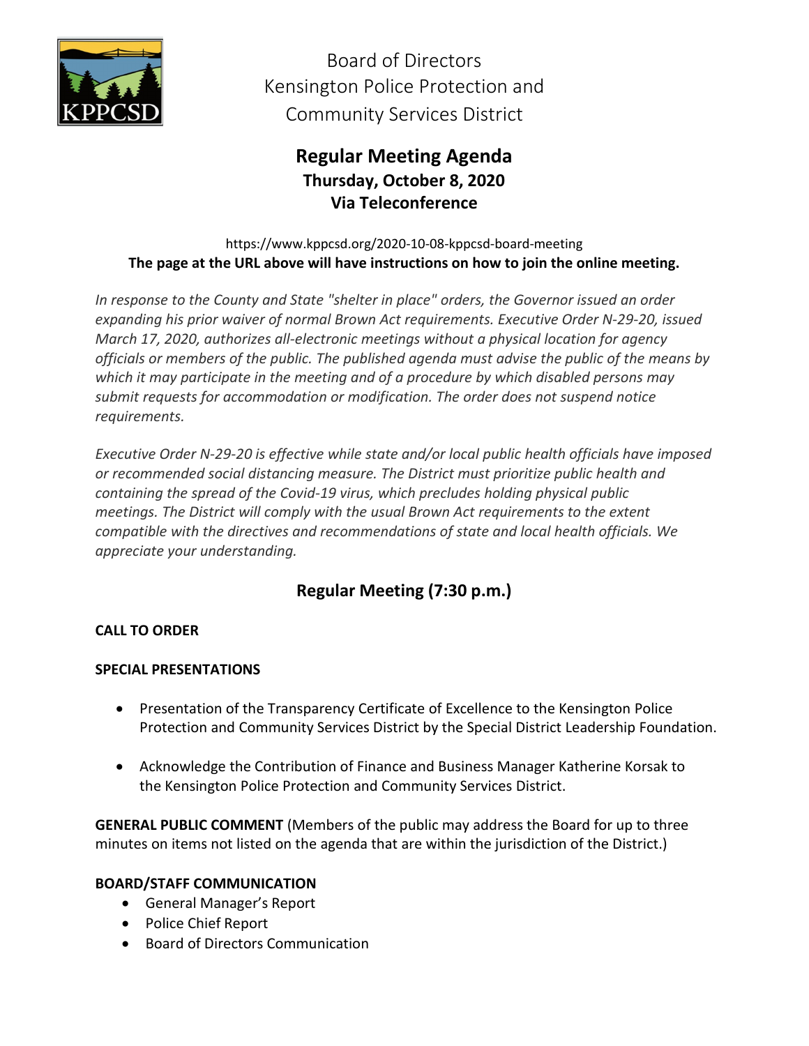# Board of Directors
# Kensington Police Protection and Community Services District

## Regular Meeting Agenda
### Thursday, October 8, 2020
### Via Teleconference

https://www.kppcsd.org/2020-10-08-kppcsd-board-meeting
**The page at the URL above will have instructions on how to join the online meeting.**

*In response to the County and State "shelter in place" orders, the Governor issued an order expanding his prior waiver of normal Brown Act requirements. Executive Order N-29-20, issued March 17, 2020, authorizes all-electronic meetings without a physical location for agency officials or members of the public. The published agenda must advise the public of the means by which it may participate in the meeting and of a procedure by which disabled persons may submit requests for accommodation or modification. The order does not suspend notice requirements.*

*Executive Order N-29-20 is effective while state and/or local public health officials have imposed or recommended social distancing measure. The District must prioritize public health and containing the spread of the Covid-19 virus, which precludes holding physical public meetings. The District will comply with the usual Brown Act requirements to the extent compatible with the directives and recommendations of state and local health officials. We appreciate your understanding.*

## Regular Meeting (7:30 p.m.)

**CALL TO ORDER**

**SPECIAL PRESENTATIONS**

- Presentation of the Transparency Certificate of Excellence to the Kensington Police Protection and Community Services District by the Special District Leadership Foundation.
- Acknowledge the Contribution of Finance and Business Manager Katherine Korsak to the Kensington Police Protection and Community Services District.

**GENERAL PUBLIC COMMENT** (Members of the public may address the Board for up to three minutes on items not listed on the agenda that are within the jurisdiction of the District.)

**BOARD/STAFF COMMUNICATION**

- General Manager's Report
- Police Chief Report
- Board of Directors Communication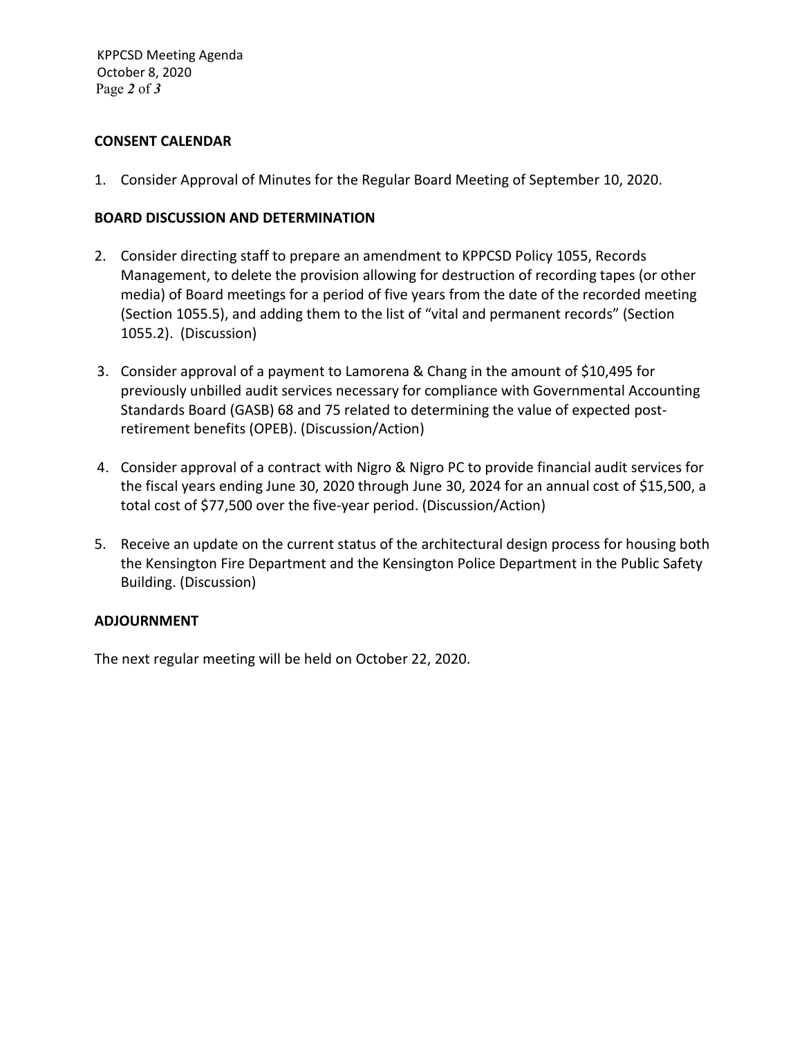## CONSENT CALENDAR

1. Consider Approval of Minutes for the Regular Board Meeting of September 10, 2020.

## BOARD DISCUSSION AND DETERMINATION

2. Consider directing staff to prepare an amendment to KPPCSD Policy 1055, Records Management, to delete the provision allowing for destruction of recording tapes (or other media) of Board meetings for a period of five years from the date of the recorded meeting (Section 1055.5), and adding them to the list of "vital and permanent records" (Section 1055.2). (Discussion)

3. Consider approval of a payment to Lamorena & Chang in the amount of $10,495 for previously unbilled audit services necessary for compliance with Governmental Accounting Standards Board (GASB) 68 and 75 related to determining the value of expected post-retirement benefits (OPEB). (Discussion/Action)

4. Consider approval of a contract with Nigro & Nigro PC to provide financial audit services for the fiscal years ending June 30, 2020 through June 30, 2024 for an annual cost of $15,500, a total cost of $77,500 over the five-year period. (Discussion/Action)

5. Receive an update on the current status of the architectural design process for housing both the Kensington Fire Department and the Kensington Police Department in the Public Safety Building. (Discussion)

## ADJOURNMENT

The next regular meeting will be held on October 22, 2020.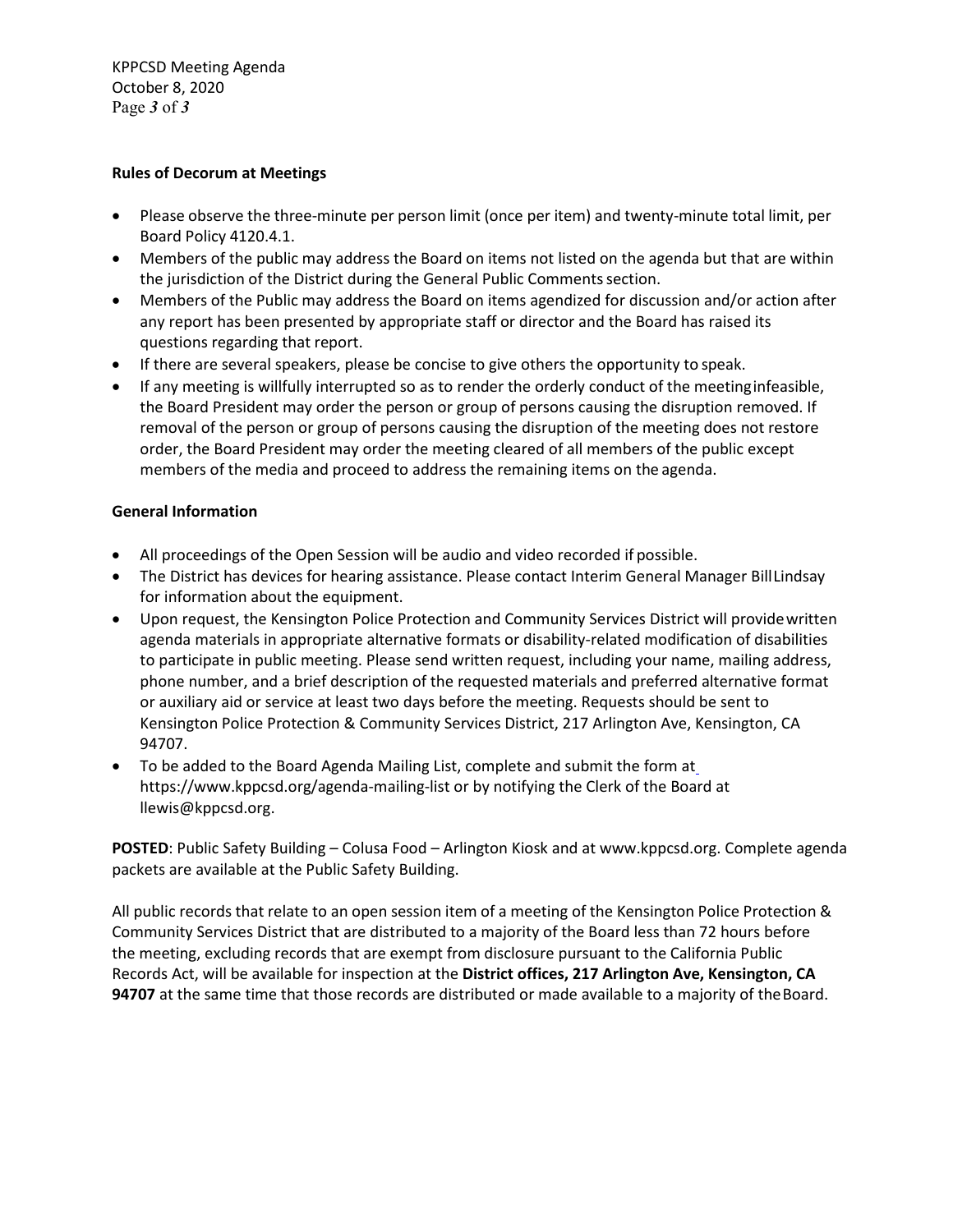**Rules of Decorum at Meetings**

- Please observe the three-minute per person limit (once per item) and twenty-minute total limit, per Board Policy 4120.4.1.
- Members of the public may address the Board on items not listed on the agenda but that are within the jurisdiction of the District during the General Public Comments section.
- Members of the Public may address the Board on items agendized for discussion and/or action after any report has been presented by appropriate staff or director and the Board has raised its questions regarding that report.
- If there are several speakers, please be concise to give others the opportunity to speak.
- If any meeting is willfully interrupted so as to render the orderly conduct of the meeting infeasible, the Board President may order the person or group of persons causing the disruption removed. If removal of the person or group of persons causing the disruption of the meeting does not restore order, the Board President may order the meeting cleared of all members of the public except members of the media and proceed to address the remaining items on the agenda.

**General Information**

- All proceedings of the Open Session will be audio and video recorded if possible.
- The District has devices for hearing assistance. Please contact Interim General Manager Bill Lindsay for information about the equipment.
- Upon request, the Kensington Police Protection and Community Services District will provide written agenda materials in appropriate alternative formats or disability-related modification of disabilities to participate in public meeting. Please send written request, including your name, mailing address, phone number, and a brief description of the requested materials and preferred alternative format or auxiliary aid or service at least two days before the meeting. Requests should be sent to Kensington Police Protection & Community Services District, 217 Arlington Ave, Kensington, CA 94707.
- To be added to the Board Agenda Mailing List, complete and submit the form at https://www.kppcsd.org/agenda-mailing-list or by notifying the Clerk of the Board at llewis@kppcsd.org.

**POSTED**: Public Safety Building – Colusa Food – Arlington Kiosk and at www.kppcsd.org. Complete agenda packets are available at the Public Safety Building.

All public records that relate to an open session item of a meeting of the Kensington Police Protection & Community Services District that are distributed to a majority of the Board less than 72 hours before the meeting, excluding records that are exempt from disclosure pursuant to the California Public Records Act, will be available for inspection at the **District offices, 217 Arlington Ave, Kensington, CA 94707** at the same time that those records are distributed or made available to a majority of the Board.